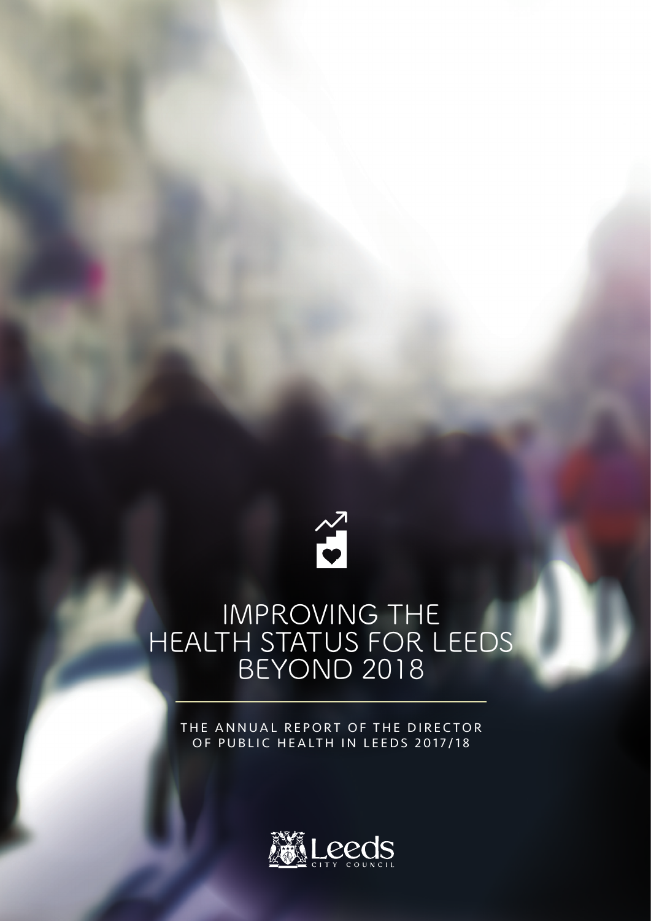# IMPROVING THE HEALTH STATUS FOR LEEDS BEYOND 2018

THE ANNUAL REPORT OF THE DIRECTOR OF PUBLIC HEALTH IN LEEDS 2017/18

Leeds CITY COUNCIL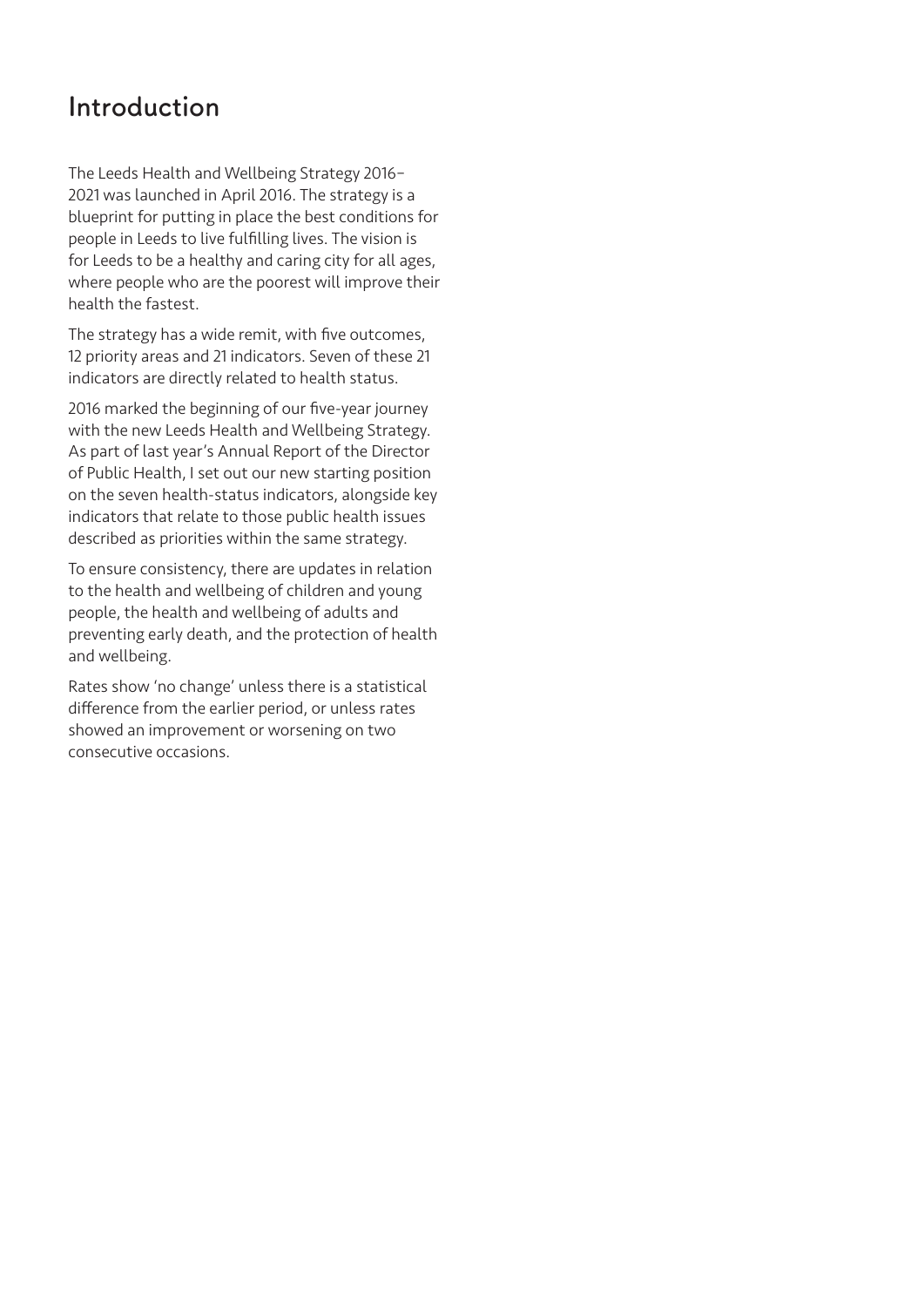# Introduction

The Leeds Health and Wellbeing Strategy 2016–2021 was launched in April 2016. The strategy is a blueprint for putting in place the best conditions for people in Leeds to live fulfilling lives. The vision is for Leeds to be a healthy and caring city for all ages, where people who are the poorest will improve their health the fastest.

The strategy has a wide remit, with five outcomes, 12 priority areas and 21 indicators. Seven of these 21 indicators are directly related to health status.

2016 marked the beginning of our five-year journey with the new Leeds Health and Wellbeing Strategy. As part of last year's Annual Report of the Director of Public Health, I set out our new starting position on the seven health-status indicators, alongside key indicators that relate to those public health issues described as priorities within the same strategy.

To ensure consistency, there are updates in relation to the health and wellbeing of children and young people, the health and wellbeing of adults and preventing early death, and the protection of health and wellbeing.

Rates show 'no change' unless there is a statistical difference from the earlier period, or unless rates showed an improvement or worsening on two consecutive occasions.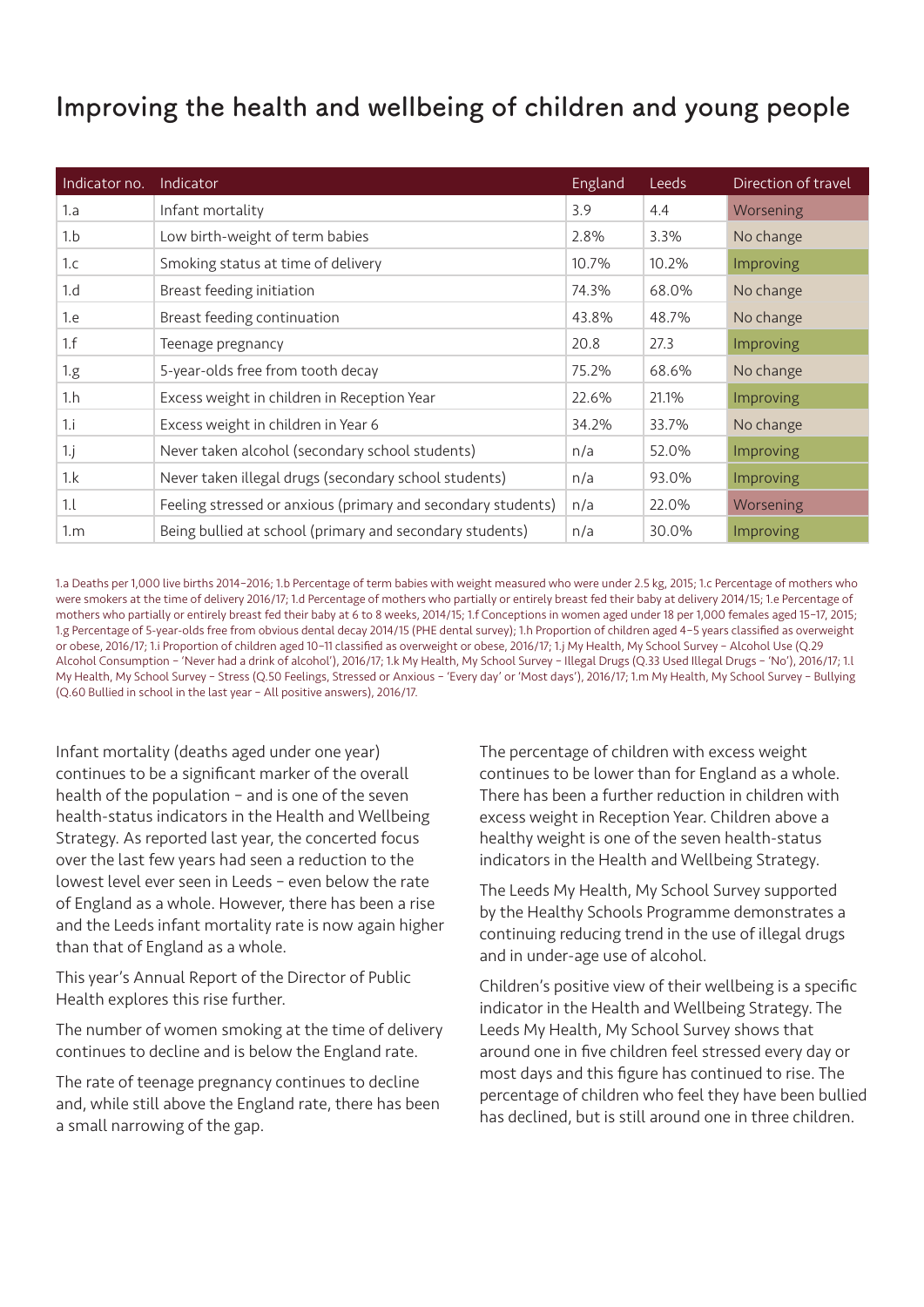# Improving the health and wellbeing of children and young people

| Indicator no. | Indicator | England | Leeds | Direction of travel |
|---|---|---|---|---|
| 1.a | Infant mortality | 3.9 | 4.4 | Worsening |
| 1.b | Low birth-weight of term babies | 2.8% | 3.3% | No change |
| 1.c | Smoking status at time of delivery | 10.7% | 10.2% | Improving |
| 1.d | Breast feeding initiation | 74.3% | 68.0% | No change |
| 1.e | Breast feeding continuation | 43.8% | 48.7% | No change |
| 1.f | Teenage pregnancy | 20.8 | 27.3 | Improving |
| 1.g | 5-year-olds free from tooth decay | 75.2% | 68.6% | No change |
| 1.h | Excess weight in children in Reception Year | 22.6% | 21.1% | Improving |
| 1.i | Excess weight in children in Year 6 | 34.2% | 33.7% | No change |
| 1.j | Never taken alcohol (secondary school students) | n/a | 52.0% | Improving |
| 1.k | Never taken illegal drugs (secondary school students) | n/a | 93.0% | Improving |
| 1.l | Feeling stressed or anxious (primary and secondary students) | n/a | 22.0% | Worsening |
| 1.m | Being bullied at school (primary and secondary students) | n/a | 30.0% | Improving |

1.a Deaths per 1,000 live births 2014–2016; 1.b Percentage of term babies with weight measured who were under 2.5 kg, 2015; 1.c Percentage of mothers who were smokers at the time of delivery 2016/17; 1.d Percentage of mothers who partially or entirely breast fed their baby at delivery 2014/15; 1.e Percentage of mothers who partially or entirely breast fed their baby at 6 to 8 weeks, 2014/15; 1.f Conceptions in women aged under 18 per 1,000 females aged 15–17, 2015; 1.g Percentage of 5-year-olds free from obvious dental decay 2014/15 (PHE dental survey); 1.h Proportion of children aged 4–5 years classified as overweight or obese, 2016/17; 1.i Proportion of children aged 10–11 classified as overweight or obese, 2016/17; 1.j My Health, My School Survey – Alcohol Use (Q.29 Alcohol Consumption – 'Never had a drink of alcohol'), 2016/17; 1.k My Health, My School Survey – Illegal Drugs (Q.33 Used Illegal Drugs – 'No'), 2016/17; 1.l My Health, My School Survey – Stress (Q.50 Feelings, Stressed or Anxious – 'Every day' or 'Most days'), 2016/17; 1.m My Health, My School Survey – Bullying (Q.60 Bullied in school in the last year – All positive answers), 2016/17.

Infant mortality (deaths aged under one year) continues to be a significant marker of the overall health of the population – and is one of the seven health-status indicators in the Health and Wellbeing Strategy. As reported last year, the concerted focus over the last few years had seen a reduction to the lowest level ever seen in Leeds – even below the rate of England as a whole. However, there has been a rise and the Leeds infant mortality rate is now again higher than that of England as a whole.

This year's Annual Report of the Director of Public Health explores this rise further.

The number of women smoking at the time of delivery continues to decline and is below the England rate.

The rate of teenage pregnancy continues to decline and, while still above the England rate, there has been a small narrowing of the gap.

The percentage of children with excess weight continues to be lower than for England as a whole. There has been a further reduction in children with excess weight in Reception Year. Children above a healthy weight is one of the seven health-status indicators in the Health and Wellbeing Strategy.

The Leeds My Health, My School Survey supported by the Healthy Schools Programme demonstrates a continuing reducing trend in the use of illegal drugs and in under-age use of alcohol.

Children's positive view of their wellbeing is a specific indicator in the Health and Wellbeing Strategy. The Leeds My Health, My School Survey shows that around one in five children feel stressed every day or most days and this figure has continued to rise. The percentage of children who feel they have been bullied has declined, but is still around one in three children.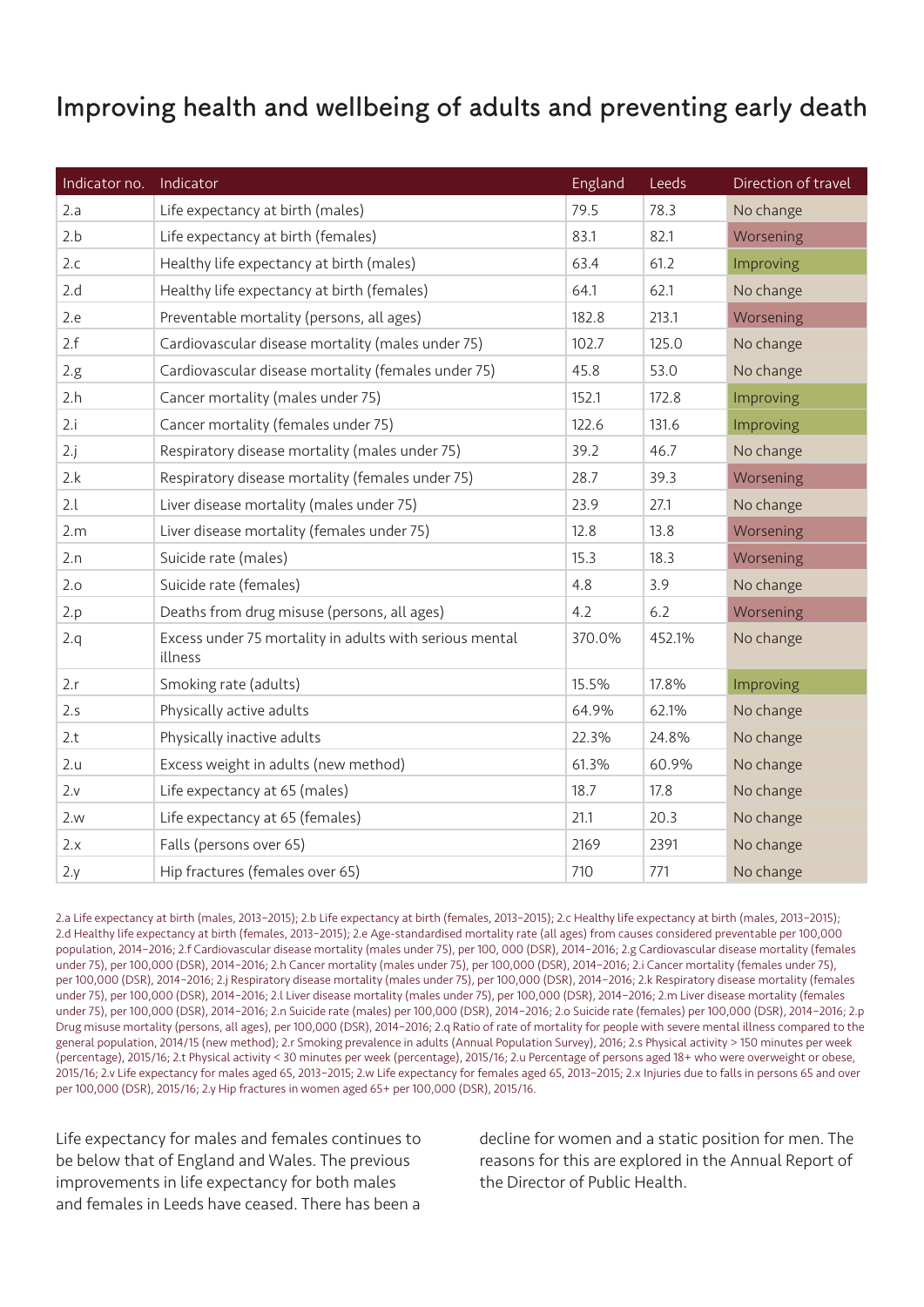# Improving health and wellbeing of adults and preventing early death

| Indicator no. | Indicator | England | Leeds | Direction of travel |
|---|---|---|---|---|
| 2.a | Life expectancy at birth (males) | 79.5 | 78.3 | No change |
| 2.b | Life expectancy at birth (females) | 83.1 | 82.1 | Worsening |
| 2.c | Healthy life expectancy at birth (males) | 63.4 | 61.2 | Improving |
| 2.d | Healthy life expectancy at birth (females) | 64.1 | 62.1 | No change |
| 2.e | Preventable mortality (persons, all ages) | 182.8 | 213.1 | Worsening |
| 2.f | Cardiovascular disease mortality (males under 75) | 102.7 | 125.0 | No change |
| 2.g | Cardiovascular disease mortality (females under 75) | 45.8 | 53.0 | No change |
| 2.h | Cancer mortality (males under 75) | 152.1 | 172.8 | Improving |
| 2.i | Cancer mortality (females under 75) | 122.6 | 131.6 | Improving |
| 2.j | Respiratory disease mortality (males under 75) | 39.2 | 46.7 | No change |
| 2.k | Respiratory disease mortality (females under 75) | 28.7 | 39.3 | Worsening |
| 2.l | Liver disease mortality (males under 75) | 23.9 | 27.1 | No change |
| 2.m | Liver disease mortality (females under 75) | 12.8 | 13.8 | Worsening |
| 2.n | Suicide rate (males) | 15.3 | 18.3 | Worsening |
| 2.o | Suicide rate (females) | 4.8 | 3.9 | No change |
| 2.p | Deaths from drug misuse (persons, all ages) | 4.2 | 6.2 | Worsening |
| 2.q | Excess under 75 mortality in adults with serious mental illness | 370.0% | 452.1% | No change |
| 2.r | Smoking rate (adults) | 15.5% | 17.8% | Improving |
| 2.s | Physically active adults | 64.9% | 62.1% | No change |
| 2.t | Physically inactive adults | 22.3% | 24.8% | No change |
| 2.u | Excess weight in adults (new method) | 61.3% | 60.9% | No change |
| 2.v | Life expectancy at 65 (males) | 18.7 | 17.8 | No change |
| 2.w | Life expectancy at 65 (females) | 21.1 | 20.3 | No change |
| 2.x | Falls (persons over 65) | 2169 | 2391 | No change |
| 2.y | Hip fractures (females over 65) | 710 | 771 | No change |

2.a Life expectancy at birth (males, 2013–2015); 2.b Life expectancy at birth (females, 2013–2015); 2.c Healthy life expectancy at birth (males, 2013–2015); 2.d Healthy life expectancy at birth (females, 2013–2015); 2.e Age-standardised mortality rate (all ages) from causes considered preventable per 100,000 population, 2014–2016; 2.f Cardiovascular disease mortality (males under 75), per 100, 000 (DSR), 2014–2016; 2.g Cardiovascular disease mortality (females under 75), per 100,000 (DSR), 2014–2016; 2.h Cancer mortality (males under 75), per 100,000 (DSR), 2014–2016; 2.i Cancer mortality (females under 75), per 100,000 (DSR), 2014–2016; 2.j Respiratory disease mortality (males under 75), per 100,000 (DSR), 2014–2016; 2.k Respiratory disease mortality (females under 75), per 100,000 (DSR), 2014–2016; 2.l Liver disease mortality (males under 75), per 100,000 (DSR), 2014–2016; 2.m Liver disease mortality (females under 75), per 100,000 (DSR), 2014–2016; 2.n Suicide rate (males) per 100,000 (DSR), 2014–2016; 2.o Suicide rate (females) per 100,000 (DSR), 2014–2016; 2.p Drug misuse mortality (persons, all ages), per 100,000 (DSR), 2014–2016; 2.q Ratio of rate of mortality for people with severe mental illness compared to the general population, 2014/15 (new method); 2.r Smoking prevalence in adults (Annual Population Survey), 2016; 2.s Physical activity > 150 minutes per week (percentage), 2015/16; 2.t Physical activity < 30 minutes per week (percentage), 2015/16; 2.u Percentage of persons aged 18+ who were overweight or obese, 2015/16; 2.v Life expectancy for males aged 65, 2013–2015; 2.w Life expectancy for females aged 65, 2013–2015; 2.x Injuries due to falls in persons 65 and over per 100,000 (DSR), 2015/16; 2.y Hip fractures in women aged 65+ per 100,000 (DSR), 2015/16.

Life expectancy for males and females continues to be below that of England and Wales. The previous improvements in life expectancy for both males and females in Leeds have ceased. There has been a decline for women and a static position for men. The reasons for this are explored in the Annual Report of the Director of Public Health.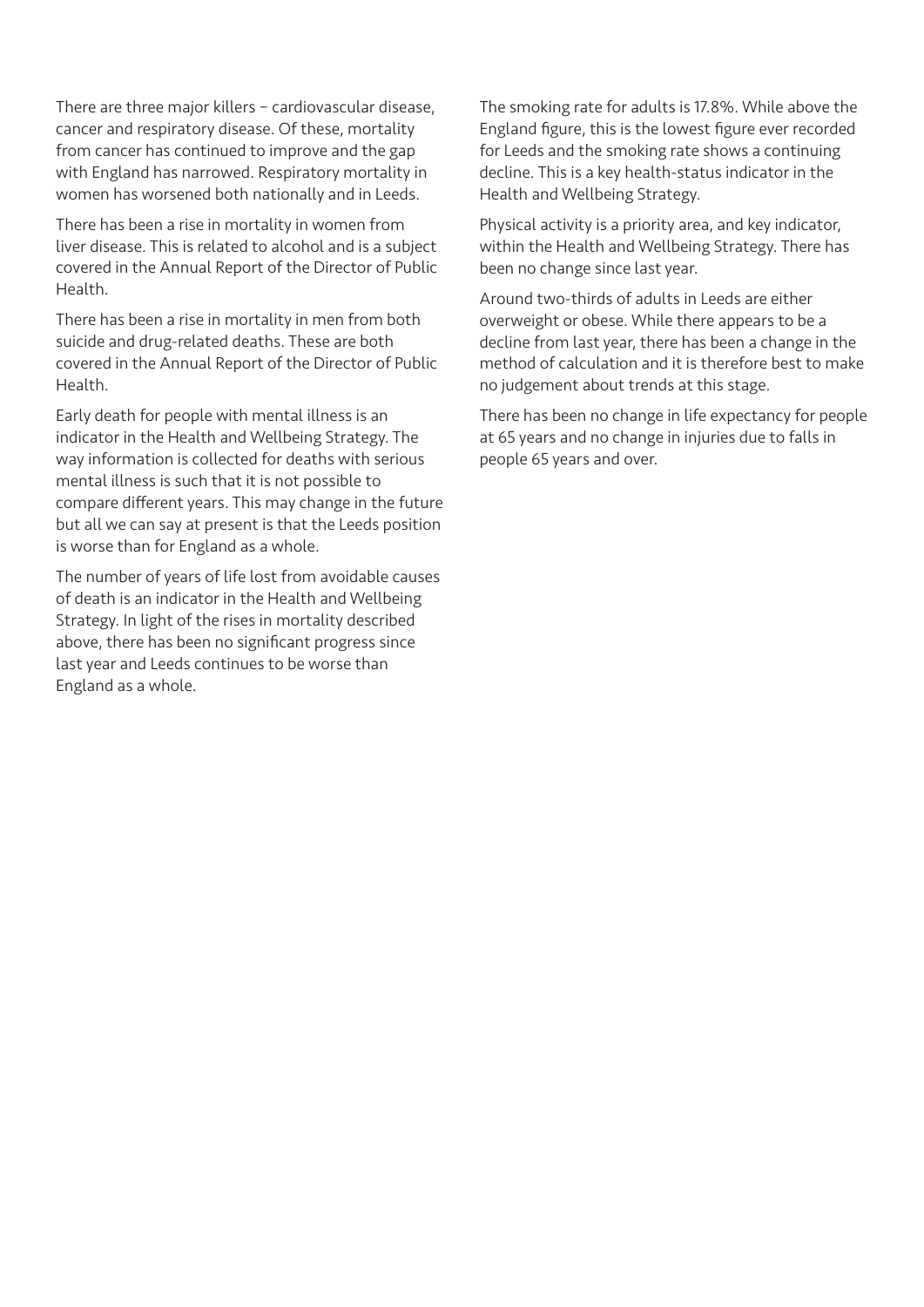There are three major killers – cardiovascular disease, cancer and respiratory disease. Of these, mortality from cancer has continued to improve and the gap with England has narrowed. Respiratory mortality in women has worsened both nationally and in Leeds.

There has been a rise in mortality in women from liver disease. This is related to alcohol and is a subject covered in the Annual Report of the Director of Public Health.

There has been a rise in mortality in men from both suicide and drug-related deaths. These are both covered in the Annual Report of the Director of Public Health.

Early death for people with mental illness is an indicator in the Health and Wellbeing Strategy. The way information is collected for deaths with serious mental illness is such that it is not possible to compare different years. This may change in the future but all we can say at present is that the Leeds position is worse than for England as a whole.

The number of years of life lost from avoidable causes of death is an indicator in the Health and Wellbeing Strategy. In light of the rises in mortality described above, there has been no significant progress since last year and Leeds continues to be worse than England as a whole.

The smoking rate for adults is 17.8%. While above the England figure, this is the lowest figure ever recorded for Leeds and the smoking rate shows a continuing decline. This is a key health-status indicator in the Health and Wellbeing Strategy.

Physical activity is a priority area, and key indicator, within the Health and Wellbeing Strategy. There has been no change since last year.

Around two-thirds of adults in Leeds are either overweight or obese. While there appears to be a decline from last year, there has been a change in the method of calculation and it is therefore best to make no judgement about trends at this stage.

There has been no change in life expectancy for people at 65 years and no change in injuries due to falls in people 65 years and over.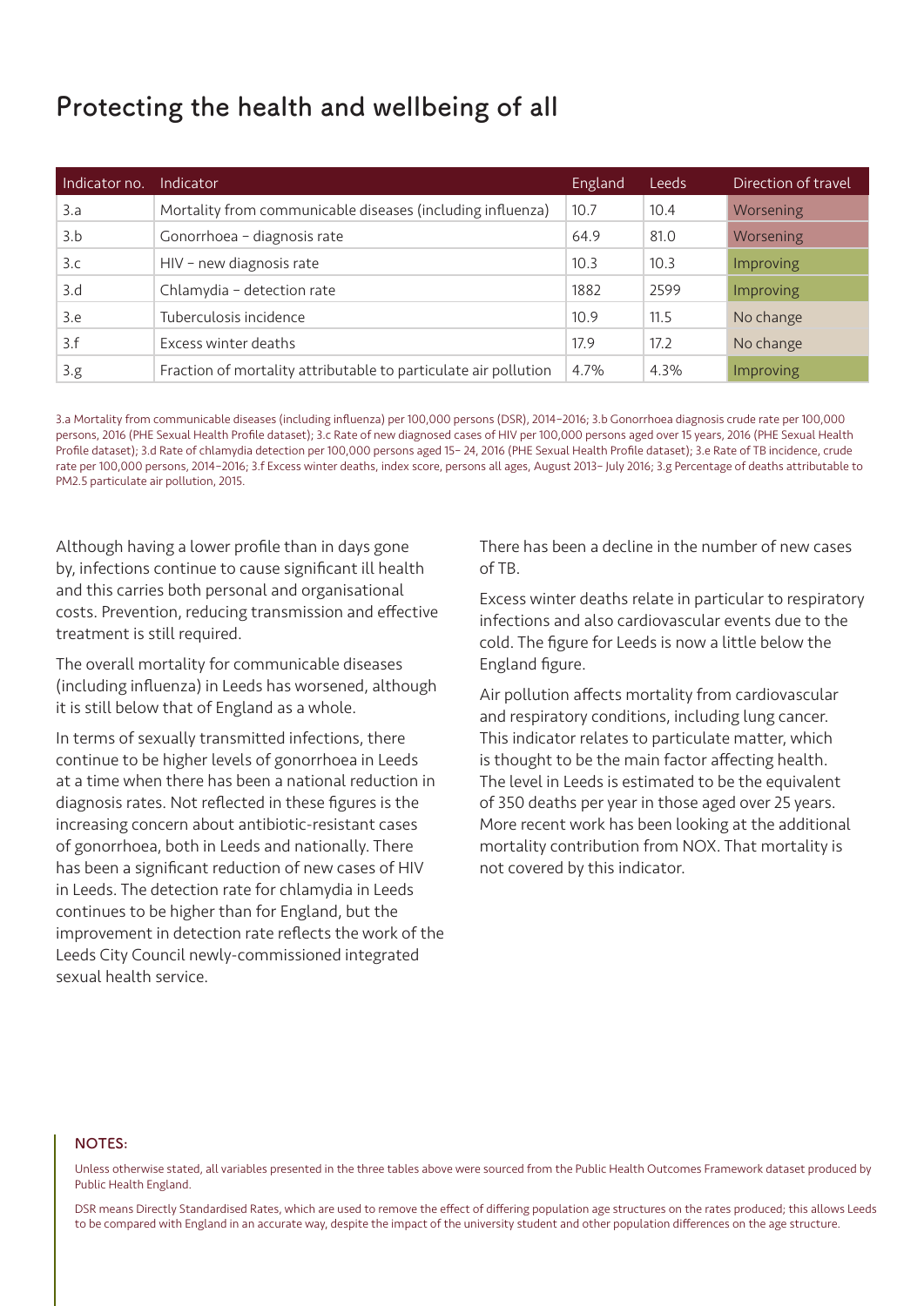## Protecting the health and wellbeing of all

| Indicator no. | Indicator | England | Leeds | Direction of travel |
|---|---|---|---|---|
| 3.a | Mortality from communicable diseases (including influenza) | 10.7 | 10.4 | Worsening |
| 3.b | Gonorrhoea – diagnosis rate | 64.9 | 81.0 | Worsening |
| 3.c | HIV – new diagnosis rate | 10.3 | 10.3 | Improving |
| 3.d | Chlamydia – detection rate | 1882 | 2599 | Improving |
| 3.e | Tuberculosis incidence | 10.9 | 11.5 | No change |
| 3.f | Excess winter deaths | 17.9 | 17.2 | No change |
| 3.g | Fraction of mortality attributable to particulate air pollution | 4.7% | 4.3% | Improving |

3.a Mortality from communicable diseases (including influenza) per 100,000 persons (DSR), 2014–2016; 3.b Gonorrhoea diagnosis crude rate per 100,000 persons, 2016 (PHE Sexual Health Profile dataset); 3.c Rate of new diagnosed cases of HIV per 100,000 persons aged over 15 years, 2016 (PHE Sexual Health Profile dataset); 3.d Rate of chlamydia detection per 100,000 persons aged 15– 24, 2016 (PHE Sexual Health Profile dataset); 3.e Rate of TB incidence, crude rate per 100,000 persons, 2014–2016; 3.f Excess winter deaths, index score, persons all ages, August 2013– July 2016; 3.g Percentage of deaths attributable to PM2.5 particulate air pollution, 2015.

Although having a lower profile than in days gone by, infections continue to cause significant ill health and this carries both personal and organisational costs. Prevention, reducing transmission and effective treatment is still required.

The overall mortality for communicable diseases (including influenza) in Leeds has worsened, although it is still below that of England as a whole.

In terms of sexually transmitted infections, there continue to be higher levels of gonorrhoea in Leeds at a time when there has been a national reduction in diagnosis rates. Not reflected in these figures is the increasing concern about antibiotic-resistant cases of gonorrhoea, both in Leeds and nationally. There has been a significant reduction of new cases of HIV in Leeds. The detection rate for chlamydia in Leeds continues to be higher than for England, but the improvement in detection rate reflects the work of the Leeds City Council newly-commissioned integrated sexual health service.

There has been a decline in the number of new cases of TB.

Excess winter deaths relate in particular to respiratory infections and also cardiovascular events due to the cold. The figure for Leeds is now a little below the England figure.

Air pollution affects mortality from cardiovascular and respiratory conditions, including lung cancer. This indicator relates to particulate matter, which is thought to be the main factor affecting health. The level in Leeds is estimated to be the equivalent of 350 deaths per year in those aged over 25 years. More recent work has been looking at the additional mortality contribution from NOX. That mortality is not covered by this indicator.

**NOTES:**

Unless otherwise stated, all variables presented in the three tables above were sourced from the Public Health Outcomes Framework dataset produced by Public Health England.

DSR means Directly Standardised Rates, which are used to remove the effect of differing population age structures on the rates produced; this allows Leeds to be compared with England in an accurate way, despite the impact of the university student and other population differences on the age structure.